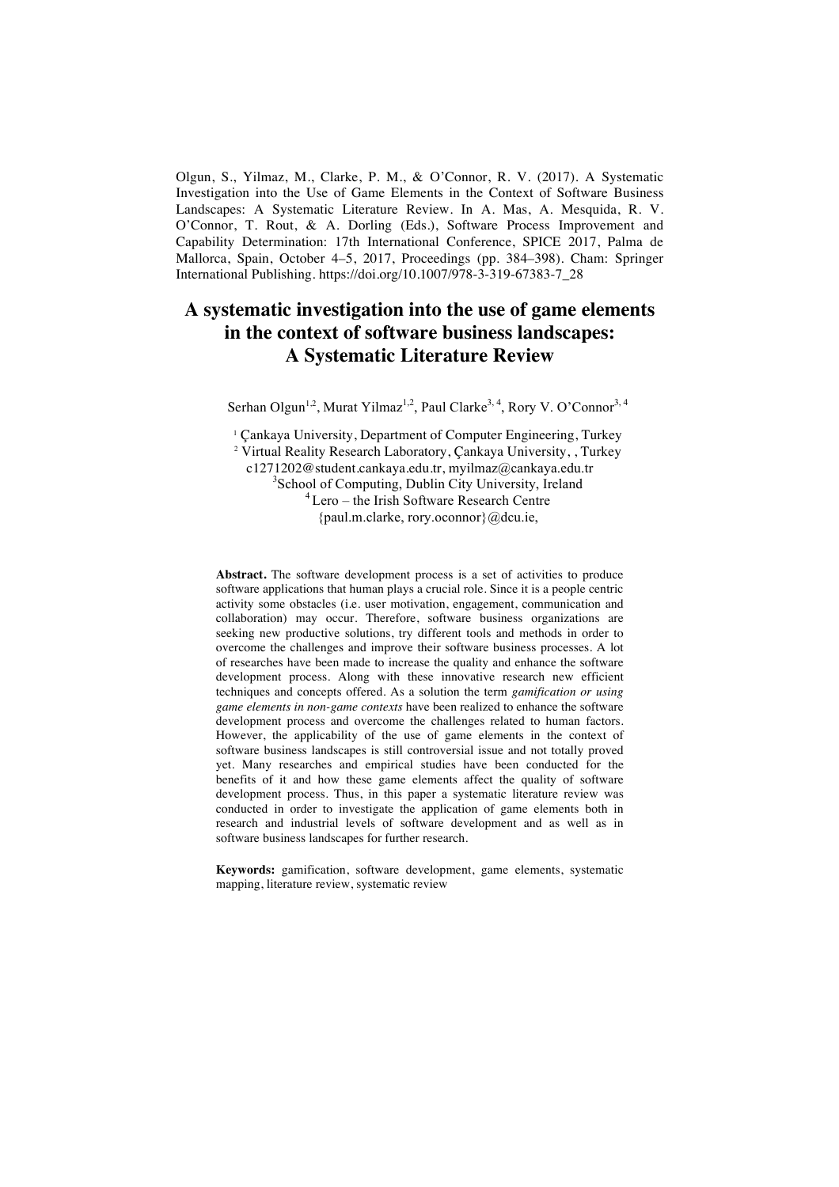Olgun, S., Yilmaz, M., Clarke, P. M., & O'Connor, R. V. (2017). A Systematic Investigation into the Use of Game Elements in the Context of Software Business Landscapes: A Systematic Literature Review. In A. Mas, A. Mesquida, R. V. O'Connor, T. Rout, & A. Dorling (Eds.), Software Process Improvement and Capability Determination: 17th International Conference, SPICE 2017, Palma de Mallorca, Spain, October 4–5, 2017, Proceedings (pp. 384–398). Cham: Springer International Publishing. https://doi.org/10.1007/978-3-319-67383-7_28

# A systematic investigation into the use of game elements in the context of software business landscapes: A Systematic Literature Review

Serhan Olgun[1,2], Murat Yilmaz[1,2], Paul Clarke[3,4], Rory V. O'Connor[3,4]

[1] Çankaya University, Department of Computer Engineering, Turkey
[2] Virtual Reality Research Laboratory, Çankaya University, , Turkey
c1271202@student.cankaya.edu.tr, myilmaz@cankaya.edu.tr
[3] School of Computing, Dublin City University, Ireland
[4] Lero – the Irish Software Research Centre
{paul.m.clarke, rory.oconnor}@dcu.ie,

**Abstract.** The software development process is a set of activities to produce software applications that human plays a crucial role. Since it is a people centric activity some obstacles (i.e. user motivation, engagement, communication and collaboration) may occur. Therefore, software business organizations are seeking new productive solutions, try different tools and methods in order to overcome the challenges and improve their software business processes. A lot of researches have been made to increase the quality and enhance the software development process. Along with these innovative research new efficient techniques and concepts offered. As a solution the term *gamification or using game elements in non-game contexts* have been realized to enhance the software development process and overcome the challenges related to human factors. However, the applicability of the use of game elements in the context of software business landscapes is still controversial issue and not totally proved yet. Many researches and empirical studies have been conducted for the benefits of it and how these game elements affect the quality of software development process. Thus, in this paper a systematic literature review was conducted in order to investigate the application of game elements both in research and industrial levels of software development and as well as in software business landscapes for further research.

**Keywords:** gamification, software development, game elements, systematic mapping, literature review, systematic review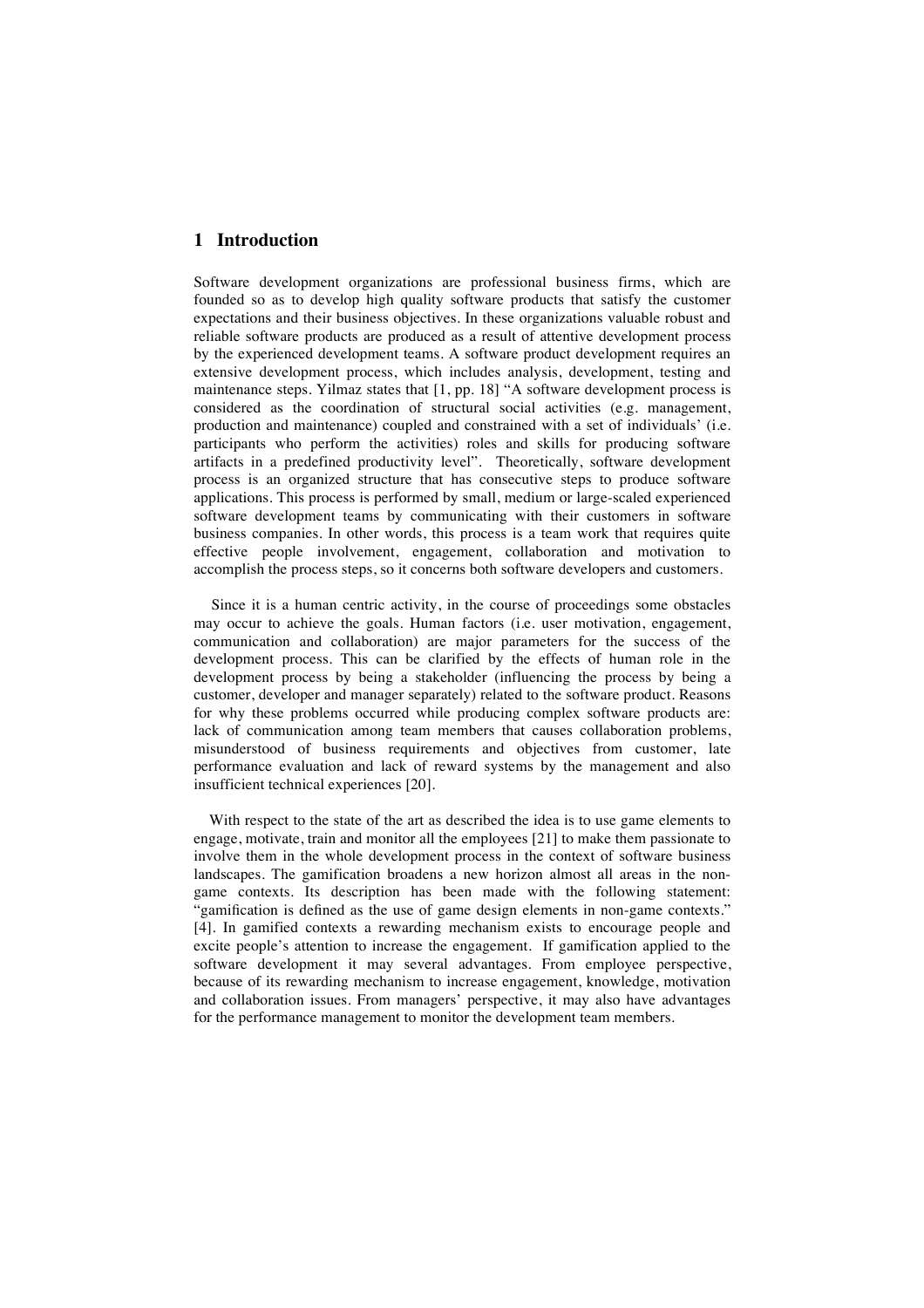## 1 Introduction

Software development organizations are professional business firms, which are founded so as to develop high quality software products that satisfy the customer expectations and their business objectives. In these organizations valuable robust and reliable software products are produced as a result of attentive development process by the experienced development teams. A software product development requires an extensive development process, which includes analysis, development, testing and maintenance steps. Yilmaz states that [1, pp. 18] "A software development process is considered as the coordination of structural social activities (e.g. management, production and maintenance) coupled and constrained with a set of individuals' (i.e. participants who perform the activities) roles and skills for producing software artifacts in a predefined productivity level". Theoretically, software development process is an organized structure that has consecutive steps to produce software applications. This process is performed by small, medium or large-scaled experienced software development teams by communicating with their customers in software business companies. In other words, this process is a team work that requires quite effective people involvement, engagement, collaboration and motivation to accomplish the process steps, so it concerns both software developers and customers.

Since it is a human centric activity, in the course of proceedings some obstacles may occur to achieve the goals. Human factors (i.e. user motivation, engagement, communication and collaboration) are major parameters for the success of the development process. This can be clarified by the effects of human role in the development process by being a stakeholder (influencing the process by being a customer, developer and manager separately) related to the software product. Reasons for why these problems occurred while producing complex software products are: lack of communication among team members that causes collaboration problems, misunderstood of business requirements and objectives from customer, late performance evaluation and lack of reward systems by the management and also insufficient technical experiences [20].

With respect to the state of the art as described the idea is to use game elements to engage, motivate, train and monitor all the employees [21] to make them passionate to involve them in the whole development process in the context of software business landscapes. The gamification broadens a new horizon almost all areas in the non-game contexts. Its description has been made with the following statement: "gamification is defined as the use of game design elements in non-game contexts." [4]. In gamified contexts a rewarding mechanism exists to encourage people and excite people's attention to increase the engagement. If gamification applied to the software development it may several advantages. From employee perspective, because of its rewarding mechanism to increase engagement, knowledge, motivation and collaboration issues. From managers' perspective, it may also have advantages for the performance management to monitor the development team members.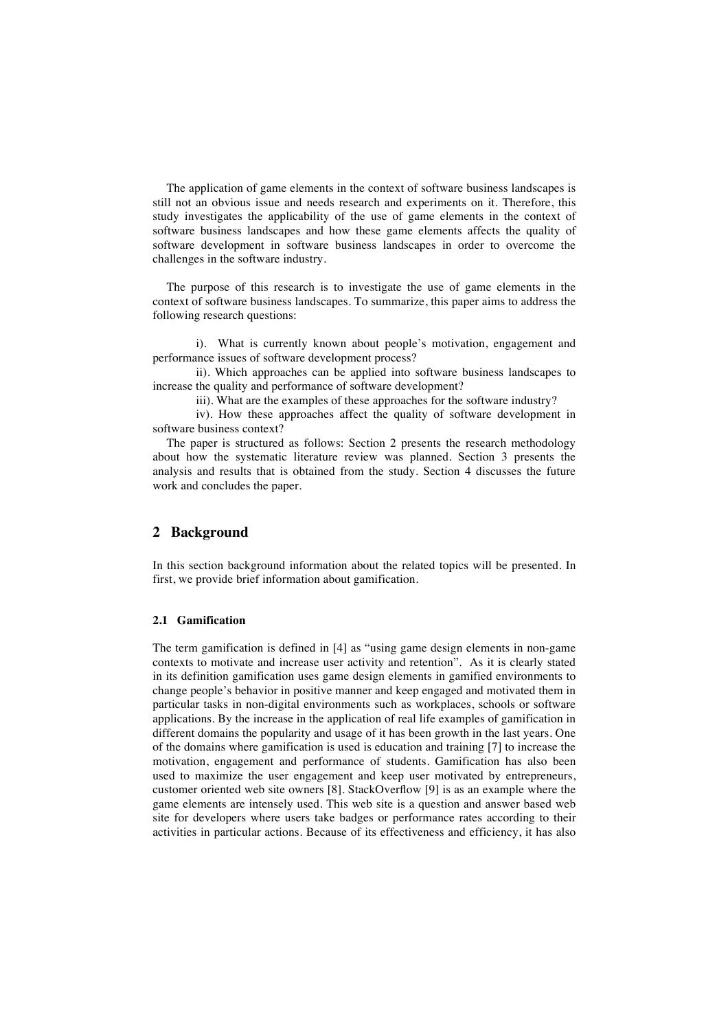The application of game elements in the context of software business landscapes is still not an obvious issue and needs research and experiments on it. Therefore, this study investigates the applicability of the use of game elements in the context of software business landscapes and how these game elements affects the quality of software development in software business landscapes in order to overcome the challenges in the software industry.

The purpose of this research is to investigate the use of game elements in the context of software business landscapes. To summarize, this paper aims to address the following research questions:

i). What is currently known about people's motivation, engagement and performance issues of software development process?

ii). Which approaches can be applied into software business landscapes to increase the quality and performance of software development?

iii). What are the examples of these approaches for the software industry?

iv). How these approaches affect the quality of software development in software business context?

The paper is structured as follows: Section 2 presents the research methodology about how the systematic literature review was planned. Section 3 presents the analysis and results that is obtained from the study. Section 4 discusses the future work and concludes the paper.

## 2 Background

In this section background information about the related topics will be presented. In first, we provide brief information about gamification.

### 2.1 Gamification

The term gamification is defined in [4] as "using game design elements in non-game contexts to motivate and increase user activity and retention". As it is clearly stated in its definition gamification uses game design elements in gamified environments to change people's behavior in positive manner and keep engaged and motivated them in particular tasks in non-digital environments such as workplaces, schools or software applications. By the increase in the application of real life examples of gamification in different domains the popularity and usage of it has been growth in the last years. One of the domains where gamification is used is education and training [7] to increase the motivation, engagement and performance of students. Gamification has also been used to maximize the user engagement and keep user motivated by entrepreneurs, customer oriented web site owners [8]. StackOverflow [9] is as an example where the game elements are intensely used. This web site is a question and answer based web site for developers where users take badges or performance rates according to their activities in particular actions. Because of its effectiveness and efficiency, it has also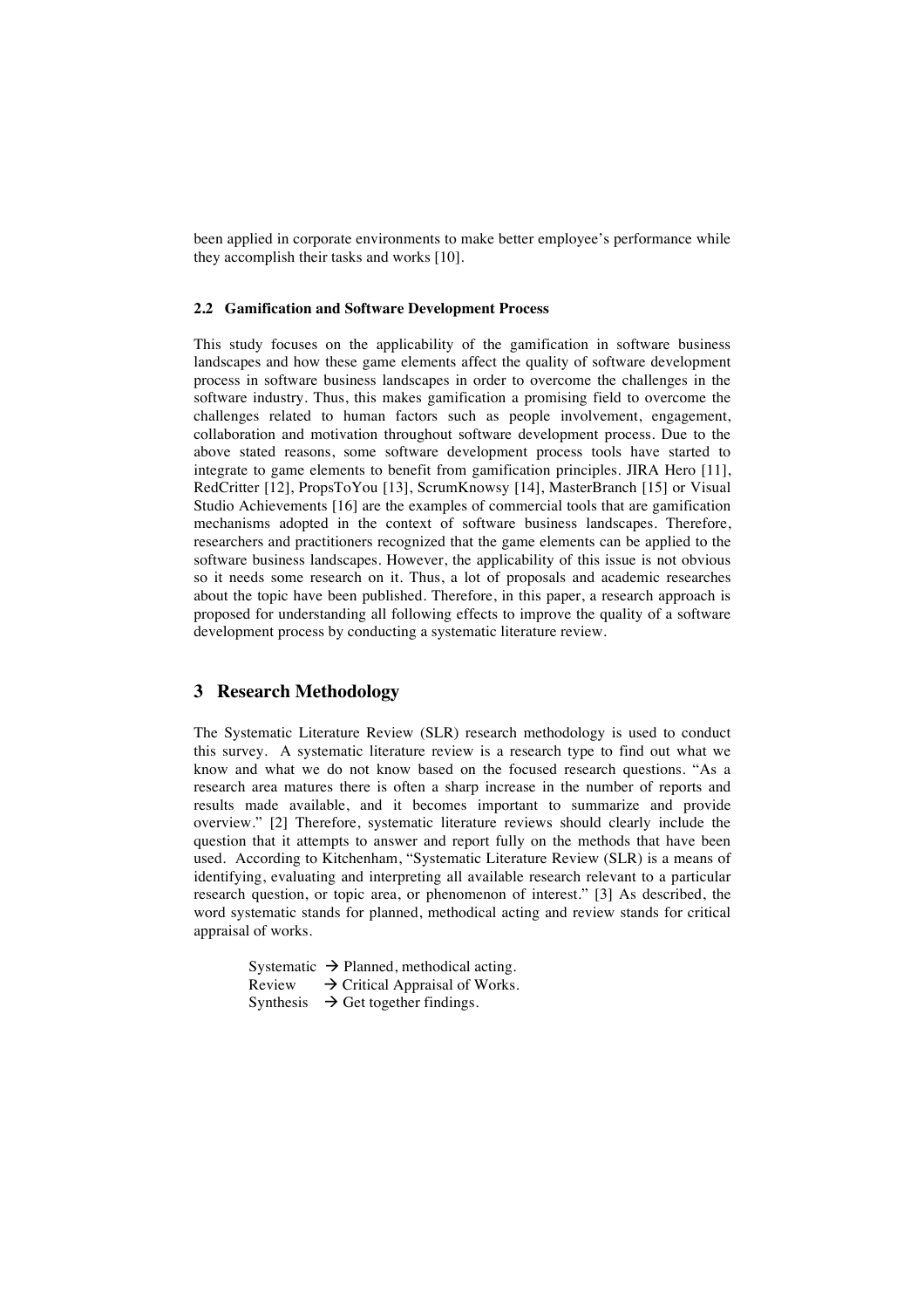been applied in corporate environments to make better employee's performance while they accomplish their tasks and works [10].

### 2.2 Gamification and Software Development Process

This study focuses on the applicability of the gamification in software business landscapes and how these game elements affect the quality of software development process in software business landscapes in order to overcome the challenges in the software industry. Thus, this makes gamification a promising field to overcome the challenges related to human factors such as people involvement, engagement, collaboration and motivation throughout software development process. Due to the above stated reasons, some software development process tools have started to integrate to game elements to benefit from gamification principles. JIRA Hero [11], RedCritter [12], PropsToYou [13], ScrumKnowsy [14], MasterBranch [15] or Visual Studio Achievements [16] are the examples of commercial tools that are gamification mechanisms adopted in the context of software business landscapes. Therefore, researchers and practitioners recognized that the game elements can be applied to the software business landscapes. However, the applicability of this issue is not obvious so it needs some research on it. Thus, a lot of proposals and academic researches about the topic have been published. Therefore, in this paper, a research approach is proposed for understanding all following effects to improve the quality of a software development process by conducting a systematic literature review.

## 3 Research Methodology

The Systematic Literature Review (SLR) research methodology is used to conduct this survey. A systematic literature review is a research type to find out what we know and what we do not know based on the focused research questions. "As a research area matures there is often a sharp increase in the number of reports and results made available, and it becomes important to summarize and provide overview." [2] Therefore, systematic literature reviews should clearly include the question that it attempts to answer and report fully on the methods that have been used. According to Kitchenham, "Systematic Literature Review (SLR) is a means of identifying, evaluating and interpreting all available research relevant to a particular research question, or topic area, or phenomenon of interest." [3] As described, the word systematic stands for planned, methodical acting and review stands for critical appraisal of works.

Systematic → Planned, methodical acting.
Review → Critical Appraisal of Works.
Synthesis → Get together findings.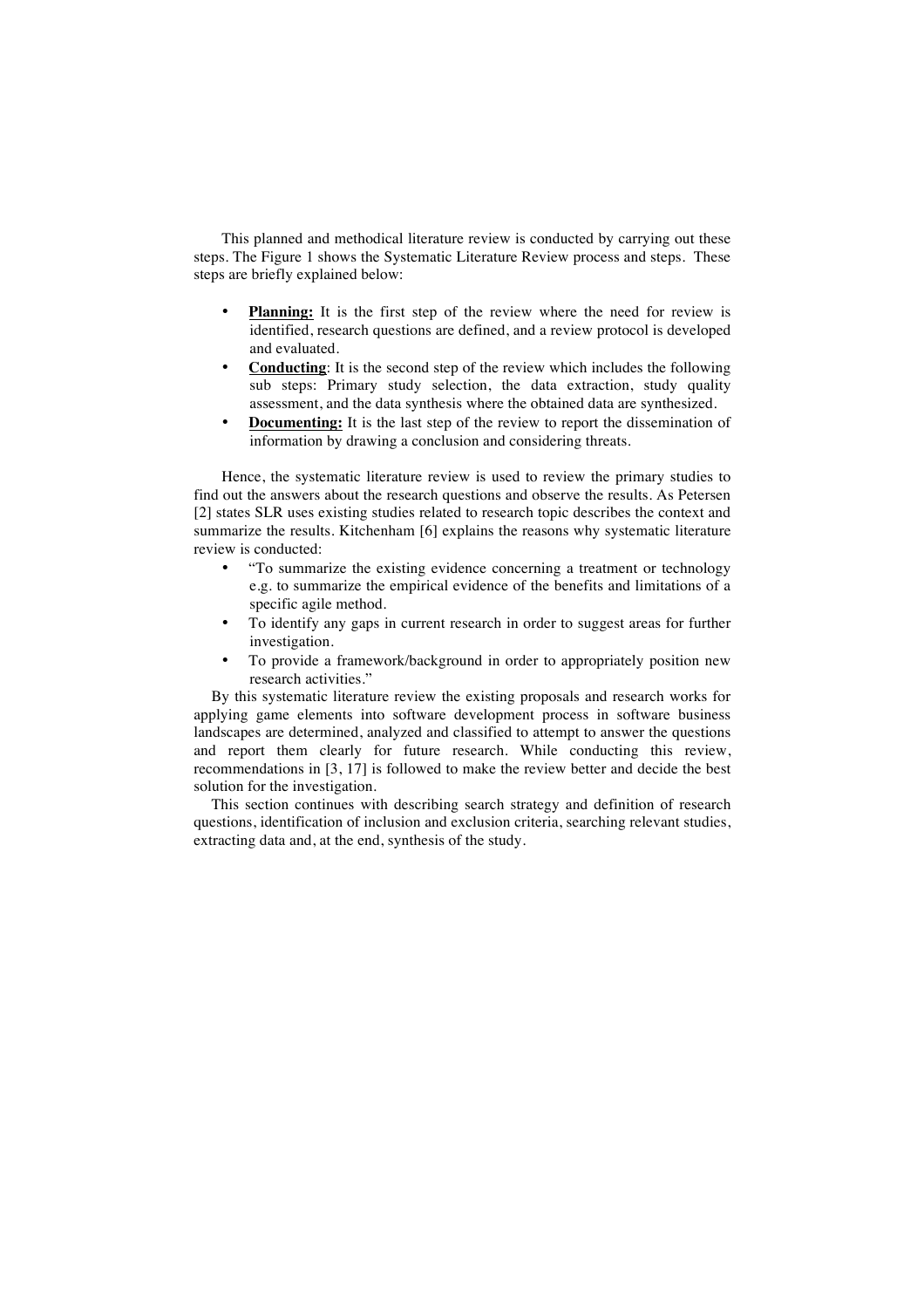This planned and methodical literature review is conducted by carrying out these steps. The Figure 1 shows the Systematic Literature Review process and steps. These steps are briefly explained below:

- **Planning:** It is the first step of the review where the need for review is identified, research questions are defined, and a review protocol is developed and evaluated.
- **Conducting**: It is the second step of the review which includes the following sub steps: Primary study selection, the data extraction, study quality assessment, and the data synthesis where the obtained data are synthesized.
- **Documenting:** It is the last step of the review to report the dissemination of information by drawing a conclusion and considering threats.

Hence, the systematic literature review is used to review the primary studies to find out the answers about the research questions and observe the results. As Petersen [2] states SLR uses existing studies related to research topic describes the context and summarize the results. Kitchenham [6] explains the reasons why systematic literature review is conducted:

- "To summarize the existing evidence concerning a treatment or technology e.g. to summarize the empirical evidence of the benefits and limitations of a specific agile method.
- To identify any gaps in current research in order to suggest areas for further investigation.
- To provide a framework/background in order to appropriately position new research activities."

By this systematic literature review the existing proposals and research works for applying game elements into software development process in software business landscapes are determined, analyzed and classified to attempt to answer the questions and report them clearly for future research. While conducting this review, recommendations in [3, 17] is followed to make the review better and decide the best solution for the investigation.

This section continues with describing search strategy and definition of research questions, identification of inclusion and exclusion criteria, searching relevant studies, extracting data and, at the end, synthesis of the study.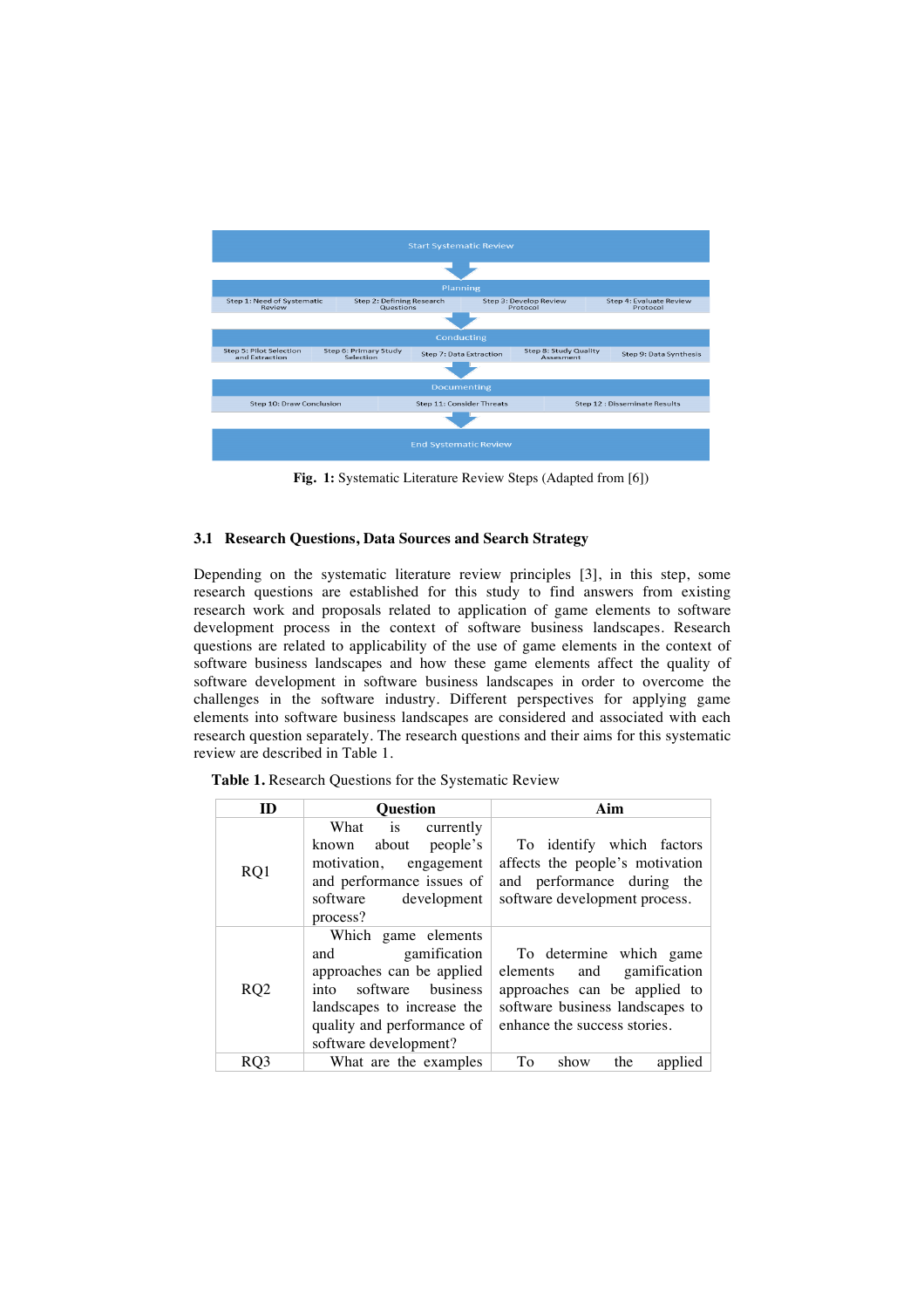Start Systematic Review

Planning

| Step 1: Need of Systematic Review | Step 2: Defining Research Questions | Step 3: Develop Review Protocol | Step 4: Evaluate Review Protocol |
|---|---|---|---|

Conducting

| Step 5: Pilot Selection and Extraction | Step 6: Primary Study Selection | Step 7: Data Extraction | Step 8: Study Quality Assesment | Step 9: Data Synthesis |
|---|---|---|---|---|

Documenting

| Step 10: Draw Conclusion | Step 11: Consider Threats | Step 12 : Disseminate Results |
|---|---|---|

End Systematic Review

**Fig. 1:** Systematic Literature Review Steps (Adapted from [6])

### 3.1 Research Questions, Data Sources and Search Strategy

Depending on the systematic literature review principles [3], in this step, some research questions are established for this study to find answers from existing research work and proposals related to application of game elements to software development process in the context of software business landscapes. Research questions are related to applicability of the use of game elements in the context of software business landscapes and how these game elements affect the quality of software development in software business landscapes in order to overcome the challenges in the software industry. Different perspectives for applying game elements into software business landscapes are considered and associated with each research question separately. The research questions and their aims for this systematic review are described in Table 1.

**Table 1.** Research Questions for the Systematic Review

| ID | Question | Aim |
|---|---|---|
| RQ1 | What is currently known about people's motivation, engagement and performance issues of software development process? | To identify which factors affects the people's motivation and performance during the software development process. |
| RQ2 | Which game elements and gamification approaches can be applied into software business landscapes to increase the quality and performance of software development? | To determine which game elements and gamification approaches can be applied to software business landscapes to enhance the success stories. |
| RQ3 | What are the examples | To show the applied |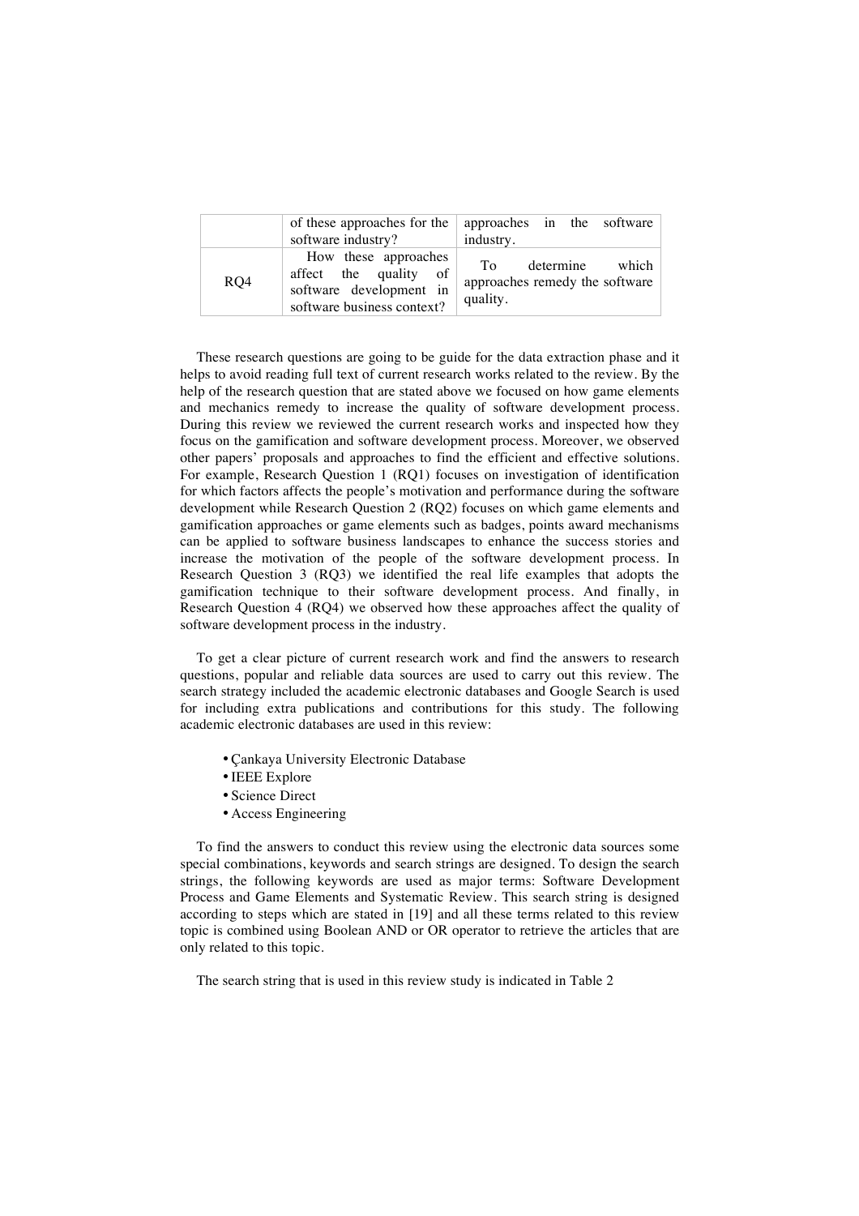| | of these approaches for the software industry? | approaches in the software industry. |
|---|---|---|
| RQ4 | How these approaches affect the quality of software development in software business context? | To determine which approaches remedy the software quality. |

These research questions are going to be guide for the data extraction phase and it helps to avoid reading full text of current research works related to the review. By the help of the research question that are stated above we focused on how game elements and mechanics remedy to increase the quality of software development process. During this review we reviewed the current research works and inspected how they focus on the gamification and software development process. Moreover, we observed other papers' proposals and approaches to find the efficient and effective solutions. For example, Research Question 1 (RQ1) focuses on investigation of identification for which factors affects the people's motivation and performance during the software development while Research Question 2 (RQ2) focuses on which game elements and gamification approaches or game elements such as badges, points award mechanisms can be applied to software business landscapes to enhance the success stories and increase the motivation of the people of the software development process. In Research Question 3 (RQ3) we identified the real life examples that adopts the gamification technique to their software development process. And finally, in Research Question 4 (RQ4) we observed how these approaches affect the quality of software development process in the industry.

To get a clear picture of current research work and find the answers to research questions, popular and reliable data sources are used to carry out this review. The search strategy included the academic electronic databases and Google Search is used for including extra publications and contributions for this study. The following academic electronic databases are used in this review:

- Çankaya University Electronic Database
- IEEE Explore
- Science Direct
- Access Engineering

To find the answers to conduct this review using the electronic data sources some special combinations, keywords and search strings are designed. To design the search strings, the following keywords are used as major terms: Software Development Process and Game Elements and Systematic Review. This search string is designed according to steps which are stated in [19] and all these terms related to this review topic is combined using Boolean AND or OR operator to retrieve the articles that are only related to this topic.

The search string that is used in this review study is indicated in Table 2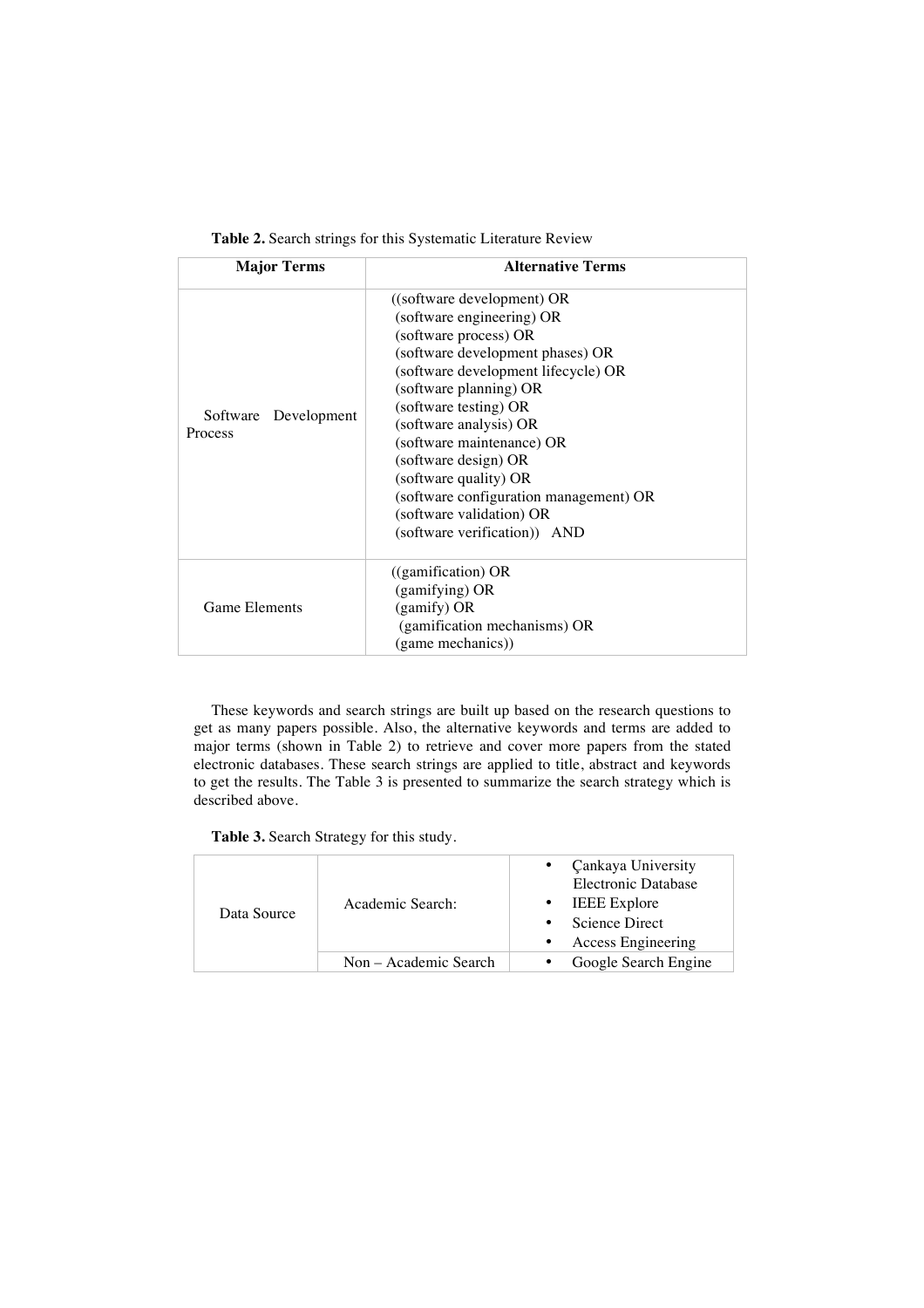**Table 2.** Search strings for this Systematic Literature Review

| Major Terms | Alternative Terms |
|---|---|
| Software Development Process | ((software development) OR (software engineering) OR (software process) OR (software development phases) OR (software development lifecycle) OR (software planning) OR (software testing) OR (software analysis) OR (software maintenance) OR (software design) OR (software quality) OR (software configuration management) OR (software validation) OR (software verification)) AND |
| Game Elements | ((gamification) OR (gamifying) OR (gamify) OR (gamification mechanisms) OR (game mechanics)) |

These keywords and search strings are built up based on the research questions to get as many papers possible. Also, the alternative keywords and terms are added to major terms (shown in Table 2) to retrieve and cover more papers from the stated electronic databases. These search strings are applied to title, abstract and keywords to get the results. The Table 3 is presented to summarize the search strategy which is described above.

**Table 3.** Search Strategy for this study.

| Data Source | | |
|---|---|---|
| Data Source | Academic Search: | • Çankaya University Electronic Database<br>• IEEE Explore<br>• Science Direct<br>• Access Engineering |
| | Non – Academic Search | • Google Search Engine |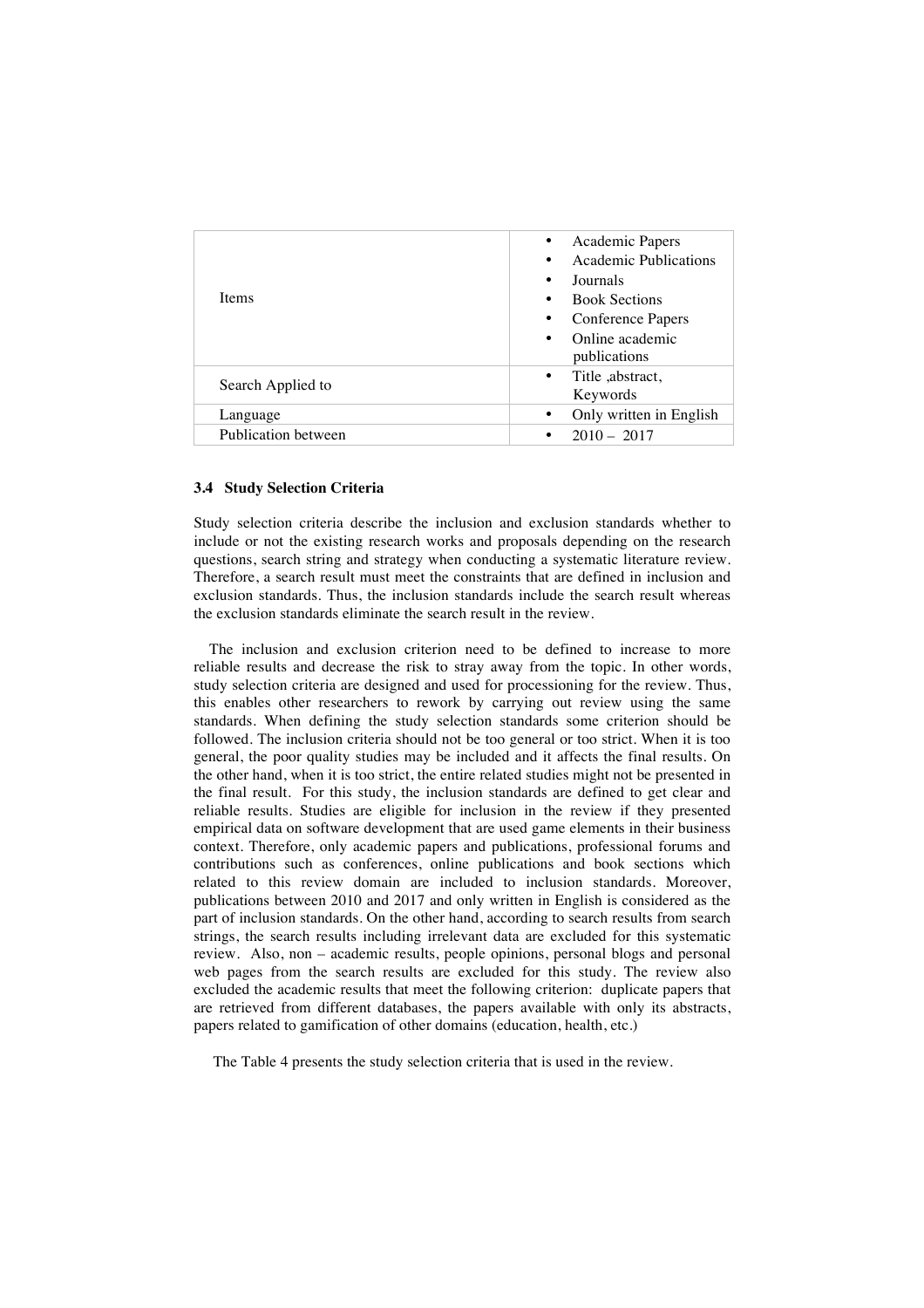| | |
|---|---|
| Items | • Academic Papers<br>• Academic Publications<br>• Journals<br>• Book Sections<br>• Conference Papers<br>• Online academic publications |
| Search Applied to | • Title ,abstract, Keywords |
| Language | • Only written in English |
| Publication between | • 2010 – 2017 |

### 3.4 Study Selection Criteria

Study selection criteria describe the inclusion and exclusion standards whether to include or not the existing research works and proposals depending on the research questions, search string and strategy when conducting a systematic literature review. Therefore, a search result must meet the constraints that are defined in inclusion and exclusion standards. Thus, the inclusion standards include the search result whereas the exclusion standards eliminate the search result in the review.

The inclusion and exclusion criterion need to be defined to increase to more reliable results and decrease the risk to stray away from the topic. In other words, study selection criteria are designed and used for processioning for the review. Thus, this enables other researchers to rework by carrying out review using the same standards. When defining the study selection standards some criterion should be followed. The inclusion criteria should not be too general or too strict. When it is too general, the poor quality studies may be included and it affects the final results. On the other hand, when it is too strict, the entire related studies might not be presented in the final result. For this study, the inclusion standards are defined to get clear and reliable results. Studies are eligible for inclusion in the review if they presented empirical data on software development that are used game elements in their business context. Therefore, only academic papers and publications, professional forums and contributions such as conferences, online publications and book sections which related to this review domain are included to inclusion standards. Moreover, publications between 2010 and 2017 and only written in English is considered as the part of inclusion standards. On the other hand, according to search results from search strings, the search results including irrelevant data are excluded for this systematic review. Also, non – academic results, people opinions, personal blogs and personal web pages from the search results are excluded for this study. The review also excluded the academic results that meet the following criterion: duplicate papers that are retrieved from different databases, the papers available with only its abstracts, papers related to gamification of other domains (education, health, etc.)

The Table 4 presents the study selection criteria that is used in the review.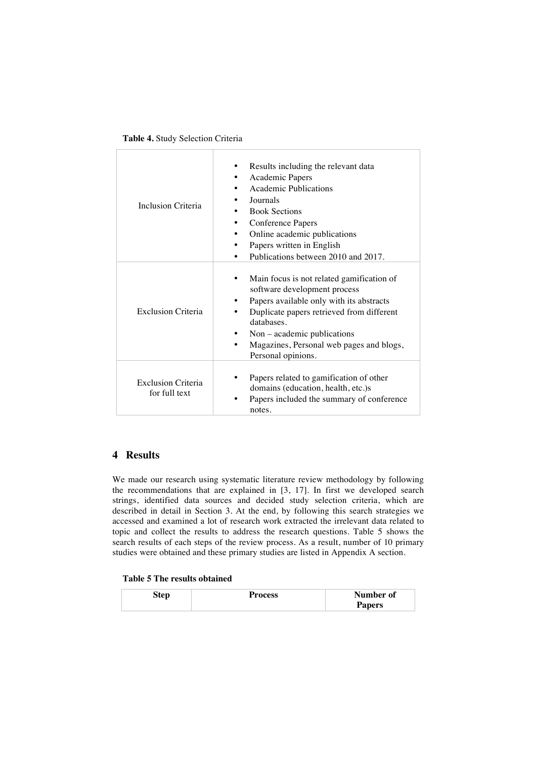**Table 4.** Study Selection Criteria

| | |
|---|---|
| Inclusion Criteria | • Results including the relevant data<br>• Academic Papers<br>• Academic Publications<br>• Journals<br>• Book Sections<br>• Conference Papers<br>• Online academic publications<br>• Papers written in English<br>• Publications between 2010 and 2017. |
| Exclusion Criteria | • Main focus is not related gamification of software development process<br>• Papers available only with its abstracts<br>• Duplicate papers retrieved from different databases.<br>• Non – academic publications<br>• Magazines, Personal web pages and blogs, Personal opinions. |
| Exclusion Criteria for full text | • Papers related to gamification of other domains (education, health, etc.)s<br>• Papers included the summary of conference notes. |

## 4 Results

We made our research using systematic literature review methodology by following the recommendations that are explained in [3, 17]. In first we developed search strings, identified data sources and decided study selection criteria, which are described in detail in Section 3. At the end, by following this search strategies we accessed and examined a lot of research work extracted the irrelevant data related to topic and collect the results to address the research questions. Table 5 shows the search results of each steps of the review process. As a result, number of 10 primary studies were obtained and these primary studies are listed in Appendix A section.

**Table 5 The results obtained**

| Step | Process | Number of Papers |
|---|---|---|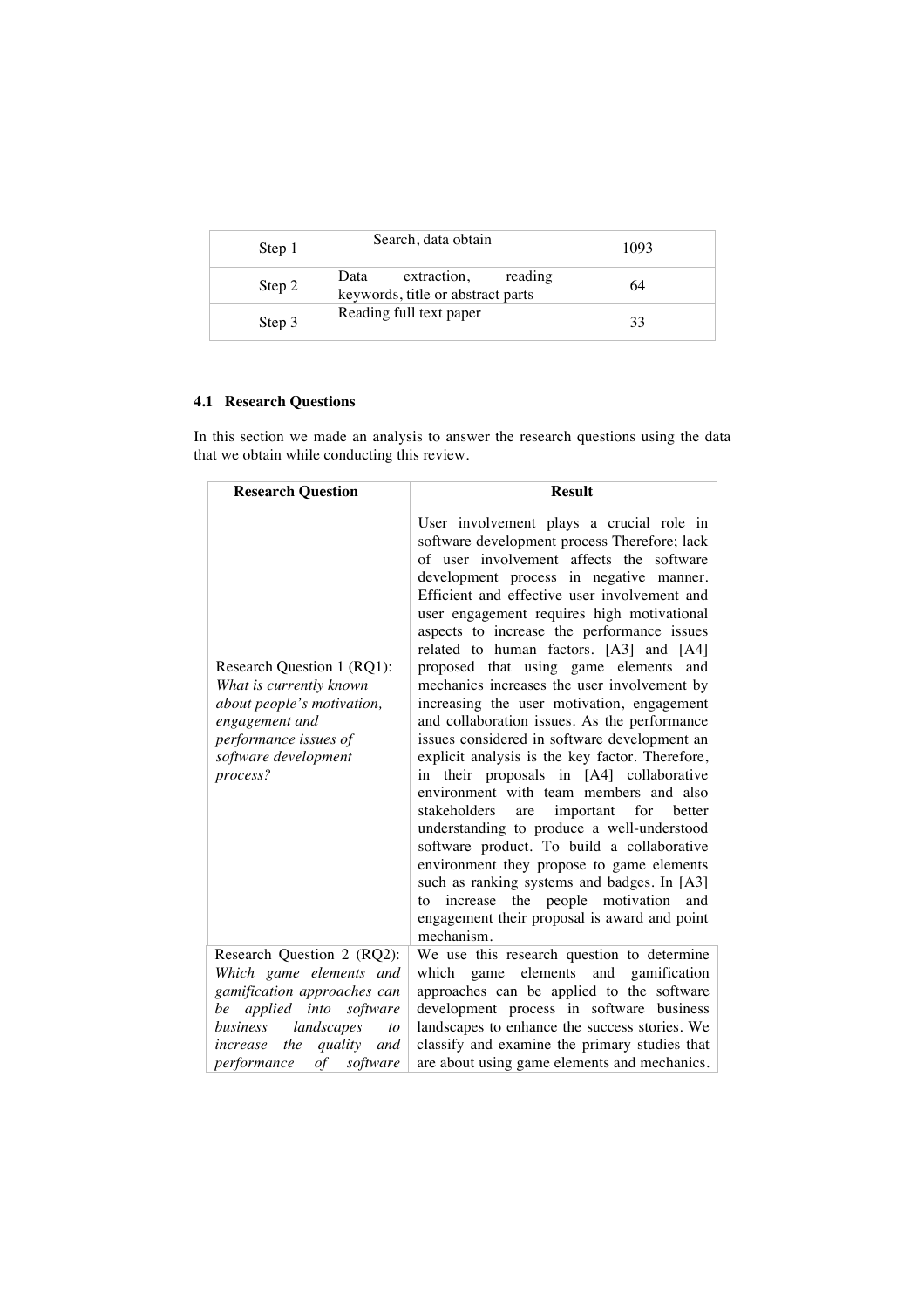| Step 1 | Search, data obtain | 1093 |
|---|---|---|
| Step 2 | Data extraction, reading keywords, title or abstract parts | 64 |
| Step 3 | Reading full text paper | 33 |

### 4.1 Research Questions

In this section we made an analysis to answer the research questions using the data that we obtain while conducting this review.

| Research Question | Result |
|---|---|
| Research Question 1 (RQ1): *What is currently known about people's motivation, engagement and performance issues of software development process?* | User involvement plays a crucial role in software development process Therefore; lack of user involvement affects the software development process in negative manner. Efficient and effective user involvement and user engagement requires high motivational aspects to increase the performance issues related to human factors. [A3] and [A4] proposed that using game elements and mechanics increases the user involvement by increasing the user motivation, engagement and collaboration issues. As the performance issues considered in software development an explicit analysis is the key factor. Therefore, in their proposals in [A4] collaborative environment with team members and also stakeholders are important for better understanding to produce a well-understood software product. To build a collaborative environment they propose to game elements such as ranking systems and badges. In [A3] to increase the people motivation and engagement their proposal is award and point mechanism. |
| Research Question 2 (RQ2): *Which game elements and gamification approaches can be applied into software business landscapes to increase the quality and performance of software* | We use this research question to determine which game elements and gamification approaches can be applied to the software development process in software business landscapes to enhance the success stories. We classify and examine the primary studies that are about using game elements and mechanics. |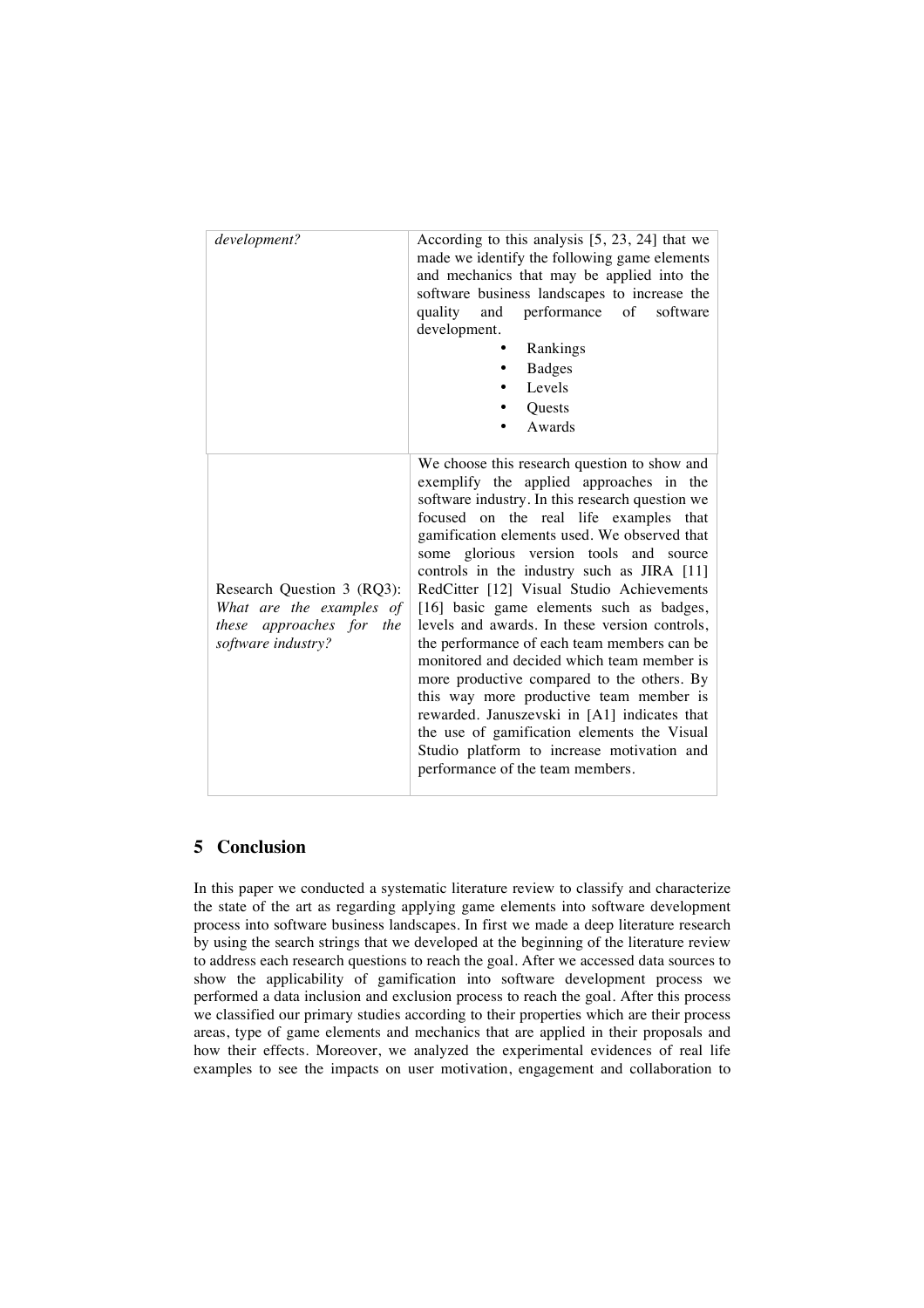| | |
|---|---|
| *development?* | According to this analysis [5, 23, 24] that we made we identify the following game elements and mechanics that may be applied into the software business landscapes to increase the quality and performance of software development.<br>• Rankings<br>• Badges<br>• Levels<br>• Quests<br>• Awards |
| Research Question 3 (RQ3): *What are the examples of these approaches for the software industry?* | We choose this research question to show and exemplify the applied approaches in the software industry. In this research question we focused on the real life examples that gamification elements used. We observed that some glorious version tools and source controls in the industry such as JIRA [11] RedCitter [12] Visual Studio Achievements [16] basic game elements such as badges, levels and awards. In these version controls, the performance of each team members can be monitored and decided which team member is more productive compared to the others. By this way more productive team member is rewarded. Januszevski in [A1] indicates that the use of gamification elements the Visual Studio platform to increase motivation and performance of the team members. |

## 5 Conclusion

In this paper we conducted a systematic literature review to classify and characterize the state of the art as regarding applying game elements into software development process into software business landscapes. In first we made a deep literature research by using the search strings that we developed at the beginning of the literature review to address each research questions to reach the goal. After we accessed data sources to show the applicability of gamification into software development process we performed a data inclusion and exclusion process to reach the goal. After this process we classified our primary studies according to their properties which are their process areas, type of game elements and mechanics that are applied in their proposals and how their effects. Moreover, we analyzed the experimental evidences of real life examples to see the impacts on user motivation, engagement and collaboration to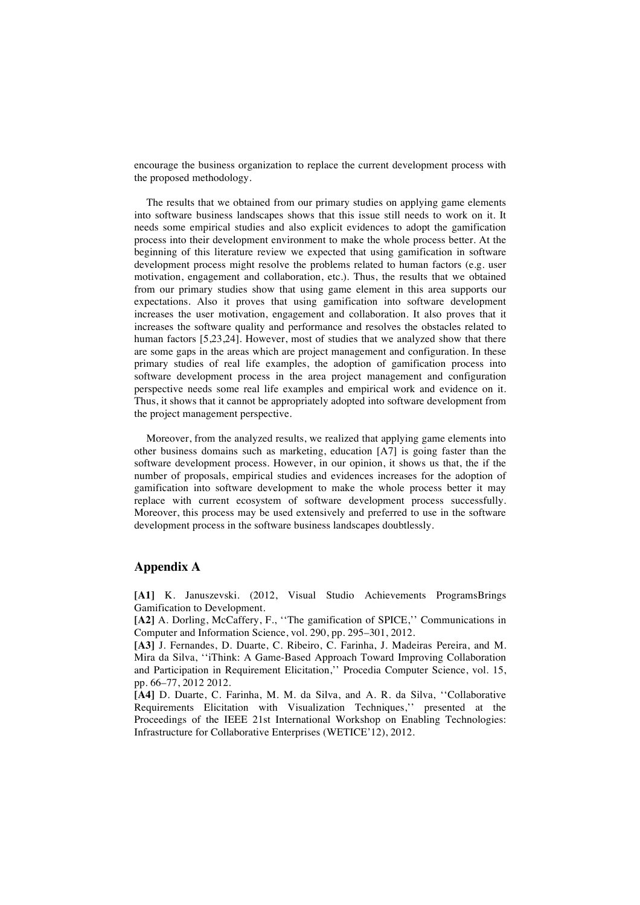encourage the business organization to replace the current development process with the proposed methodology.

The results that we obtained from our primary studies on applying game elements into software business landscapes shows that this issue still needs to work on it. It needs some empirical studies and also explicit evidences to adopt the gamification process into their development environment to make the whole process better. At the beginning of this literature review we expected that using gamification in software development process might resolve the problems related to human factors (e.g. user motivation, engagement and collaboration, etc.). Thus, the results that we obtained from our primary studies show that using game element in this area supports our expectations. Also it proves that using gamification into software development increases the user motivation, engagement and collaboration. It also proves that it increases the software quality and performance and resolves the obstacles related to human factors [5,23,24]. However, most of studies that we analyzed show that there are some gaps in the areas which are project management and configuration. In these primary studies of real life examples, the adoption of gamification process into software development process in the area project management and configuration perspective needs some real life examples and empirical work and evidence on it. Thus, it shows that it cannot be appropriately adopted into software development from the project management perspective.

Moreover, from the analyzed results, we realized that applying game elements into other business domains such as marketing, education [A7] is going faster than the software development process. However, in our opinion, it shows us that, the if the number of proposals, empirical studies and evidences increases for the adoption of gamification into software development to make the whole process better it may replace with current ecosystem of software development process successfully. Moreover, this process may be used extensively and preferred to use in the software development process in the software business landscapes doubtlessly.

## Appendix A

**[A1]** K. Januszevski. (2012, Visual Studio Achievements ProgramsBrings Gamification to Development.

**[A2]** A. Dorling, McCaffery, F., ''The gamification of SPICE,'' Communications in Computer and Information Science, vol. 290, pp. 295–301, 2012.

**[A3]** J. Fernandes, D. Duarte, C. Ribeiro, C. Farinha, J. Madeiras Pereira, and M. Mira da Silva, ''iThink: A Game-Based Approach Toward Improving Collaboration and Participation in Requirement Elicitation,'' Procedia Computer Science, vol. 15, pp. 66–77, 2012 2012.

**[A4]** D. Duarte, C. Farinha, M. M. da Silva, and A. R. da Silva, ''Collaborative Requirements Elicitation with Visualization Techniques,'' presented at the Proceedings of the IEEE 21st International Workshop on Enabling Technologies: Infrastructure for Collaborative Enterprises (WETICE'12), 2012.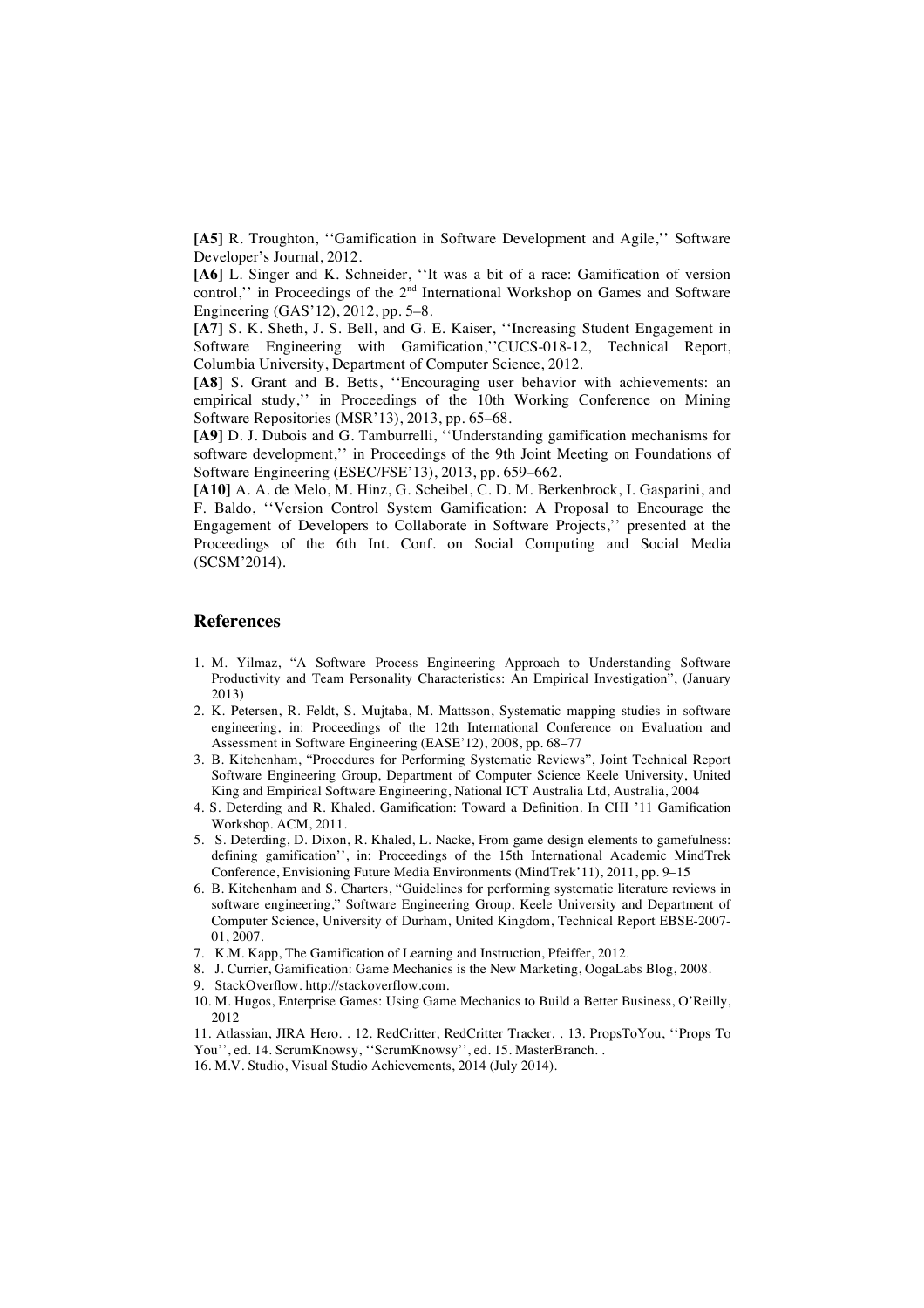**[A5]** R. Troughton, ''Gamification in Software Development and Agile,'' Software Developer's Journal, 2012.

**[A6]** L. Singer and K. Schneider, ''It was a bit of a race: Gamification of version control,'' in Proceedings of the 2nd International Workshop on Games and Software Engineering (GAS'12), 2012, pp. 5–8.

**[A7]** S. K. Sheth, J. S. Bell, and G. E. Kaiser, ''Increasing Student Engagement in Software Engineering with Gamification,''CUCS-018-12, Technical Report, Columbia University, Department of Computer Science, 2012.

**[A8]** S. Grant and B. Betts, ''Encouraging user behavior with achievements: an empirical study,'' in Proceedings of the 10th Working Conference on Mining Software Repositories (MSR'13), 2013, pp. 65–68.

**[A9]** D. J. Dubois and G. Tamburrelli, ''Understanding gamification mechanisms for software development,'' in Proceedings of the 9th Joint Meeting on Foundations of Software Engineering (ESEC/FSE'13), 2013, pp. 659–662.

**[A10]** A. A. de Melo, M. Hinz, G. Scheibel, C. D. M. Berkenbrock, I. Gasparini, and F. Baldo, ''Version Control System Gamification: A Proposal to Encourage the Engagement of Developers to Collaborate in Software Projects,'' presented at the Proceedings of the 6th Int. Conf. on Social Computing and Social Media (SCSM'2014).

## References

1. M. Yilmaz, "A Software Process Engineering Approach to Understanding Software Productivity and Team Personality Characteristics: An Empirical Investigation", (January 2013)
2. K. Petersen, R. Feldt, S. Mujtaba, M. Mattsson, Systematic mapping studies in software engineering, in: Proceedings of the 12th International Conference on Evaluation and Assessment in Software Engineering (EASE'12), 2008, pp. 68–77
3. B. Kitchenham, "Procedures for Performing Systematic Reviews", Joint Technical Report Software Engineering Group, Department of Computer Science Keele University, United King and Empirical Software Engineering, National ICT Australia Ltd, Australia, 2004
4. S. Deterding and R. Khaled. Gamification: Toward a Definition. In CHI '11 Gamification Workshop. ACM, 2011.
5. S. Deterding, D. Dixon, R. Khaled, L. Nacke, From game design elements to gamefulness: defining gamification'', in: Proceedings of the 15th International Academic MindTrek Conference, Envisioning Future Media Environments (MindTrek'11), 2011, pp. 9–15
6. B. Kitchenham and S. Charters, "Guidelines for performing systematic literature reviews in software engineering," Software Engineering Group, Keele University and Department of Computer Science, University of Durham, United Kingdom, Technical Report EBSE-2007-01, 2007.
7. K.M. Kapp, The Gamification of Learning and Instruction, Pfeiffer, 2012.
8. J. Currier, Gamification: Game Mechanics is the New Marketing, OogaLabs Blog, 2008.
9. StackOverflow. http://stackoverflow.com.
10. M. Hugos, Enterprise Games: Using Game Mechanics to Build a Better Business, O'Reilly, 2012

11. Atlassian, JIRA Hero. . 12. RedCritter, RedCritter Tracker. . 13. PropsToYou, ''Props To You'', ed. 14. ScrumKnowsy, ''ScrumKnowsy'', ed. 15. MasterBranch. .

16. M.V. Studio, Visual Studio Achievements, 2014 (July 2014).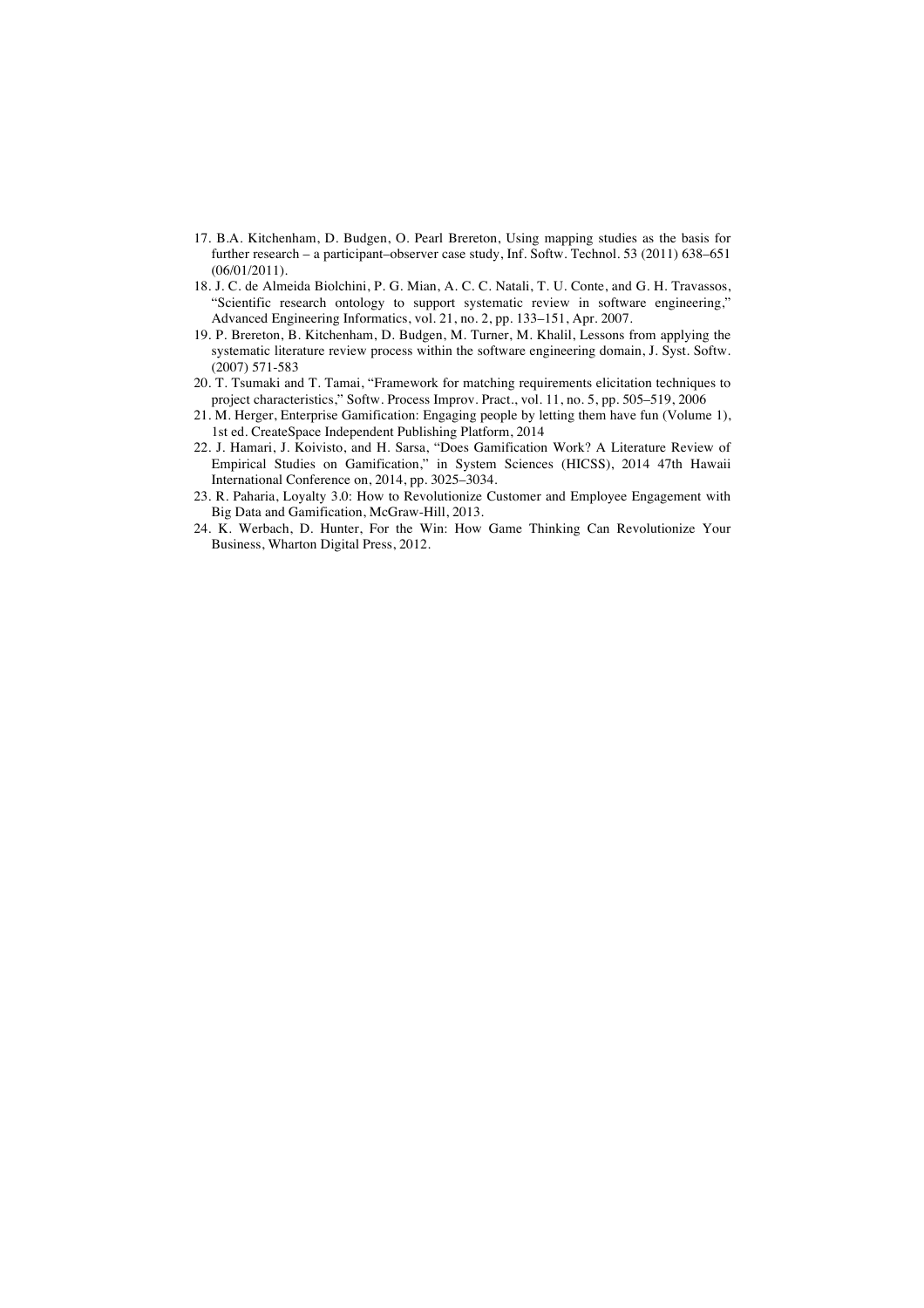17. B.A. Kitchenham, D. Budgen, O. Pearl Brereton, Using mapping studies as the basis for further research – a participant–observer case study, Inf. Softw. Technol. 53 (2011) 638–651 (06/01/2011).
18. J. C. de Almeida Biolchini, P. G. Mian, A. C. C. Natali, T. U. Conte, and G. H. Travassos, "Scientific research ontology to support systematic review in software engineering," Advanced Engineering Informatics, vol. 21, no. 2, pp. 133–151, Apr. 2007.
19. P. Brereton, B. Kitchenham, D. Budgen, M. Turner, M. Khalil, Lessons from applying the systematic literature review process within the software engineering domain, J. Syst. Softw. (2007) 571-583
20. T. Tsumaki and T. Tamai, "Framework for matching requirements elicitation techniques to project characteristics," Softw. Process Improv. Pract., vol. 11, no. 5, pp. 505–519, 2006
21. M. Herger, Enterprise Gamification: Engaging people by letting them have fun (Volume 1), 1st ed. CreateSpace Independent Publishing Platform, 2014
22. J. Hamari, J. Koivisto, and H. Sarsa, "Does Gamification Work? A Literature Review of Empirical Studies on Gamification," in System Sciences (HICSS), 2014 47th Hawaii International Conference on, 2014, pp. 3025–3034.
23. R. Paharia, Loyalty 3.0: How to Revolutionize Customer and Employee Engagement with Big Data and Gamification, McGraw-Hill, 2013.
24. K. Werbach, D. Hunter, For the Win: How Game Thinking Can Revolutionize Your Business, Wharton Digital Press, 2012.